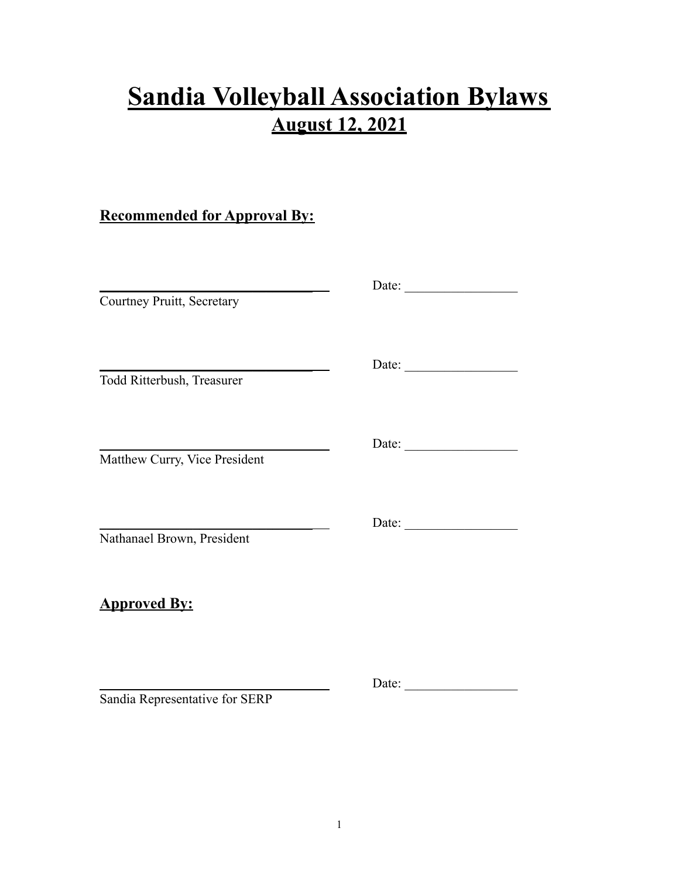# Sandia Volleyball Association Bylaws

## August 12, 2021

**Recommended for Approval By:**

\_\_\_\_\_\_\_\_\_\_\_\_\_\_\_\_\_\_\_\_\_\_\_\_\_\_\_\_\_\_\_\_\_\_ Date: \_\_\_\_\_\_\_\_\_\_\_\_\_\_\_\_\_

Courtney Pruitt, Secretary

\_\_\_\_\_\_\_\_\_\_\_\_\_\_\_\_\_\_\_\_\_\_\_\_\_\_\_\_\_\_\_\_\_\_ Date: \_\_\_\_\_\_\_\_\_\_\_\_\_\_\_\_\_

Todd Ritterbush, Treasurer

\_\_\_\_\_\_\_\_\_\_\_\_\_\_\_\_\_\_\_\_\_\_\_\_\_\_\_\_\_\_\_\_\_\_ Date: \_\_\_\_\_\_\_\_\_\_\_\_\_\_\_\_\_

Matthew Curry, Vice President

\_\_\_\_\_\_\_\_\_\_\_\_\_\_\_\_\_\_\_\_\_\_\_\_\_\_\_\_\_\_\_\_\_\_ Date: \_\_\_\_\_\_\_\_\_\_\_\_\_\_\_\_\_

Nathanael Brown, President

**Approved By:**

\_\_\_\_\_\_\_\_\_\_\_\_\_\_\_\_\_\_\_\_\_\_\_\_\_\_\_\_\_\_\_\_\_\_ Date: \_\_\_\_\_\_\_\_\_\_\_\_\_\_\_\_\_

Sandia Representative for SERP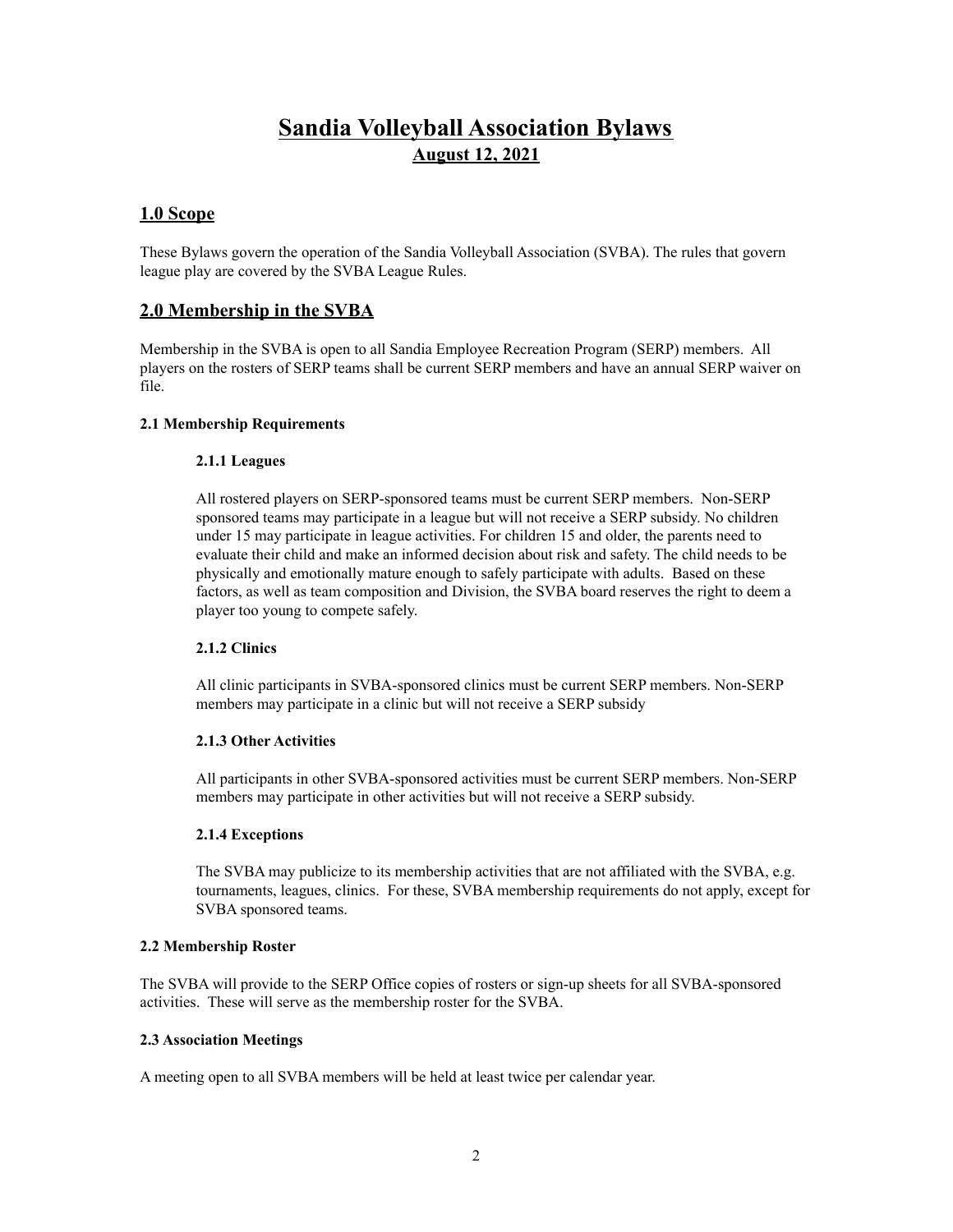# Sandia Volleyball Association Bylaws

## August 12, 2021

## 1.0 Scope

These Bylaws govern the operation of the Sandia Volleyball Association (SVBA). The rules that govern league play are covered by the SVBA League Rules.

## 2.0 Membership in the SVBA

Membership in the SVBA is open to all Sandia Employee Recreation Program (SERP) members. All players on the rosters of SERP teams shall be current SERP members and have an annual SERP waiver on file.

### 2.1 Membership Requirements

#### 2.1.1 Leagues

All rostered players on SERP-sponsored teams must be current SERP members. Non-SERP sponsored teams may participate in a league but will not receive a SERP subsidy. No children under 15 may participate in league activities. For children 15 and older, the parents need to evaluate their child and make an informed decision about risk and safety. The child needs to be physically and emotionally mature enough to safely participate with adults. Based on these factors, as well as team composition and Division, the SVBA board reserves the right to deem a player too young to compete safely.

#### 2.1.2 Clinics

All clinic participants in SVBA-sponsored clinics must be current SERP members. Non-SERP members may participate in a clinic but will not receive a SERP subsidy

#### 2.1.3 Other Activities

All participants in other SVBA-sponsored activities must be current SERP members. Non-SERP members may participate in other activities but will not receive a SERP subsidy.

#### 2.1.4 Exceptions

The SVBA may publicize to its membership activities that are not affiliated with the SVBA, e.g. tournaments, leagues, clinics. For these, SVBA membership requirements do not apply, except for SVBA sponsored teams.

### 2.2 Membership Roster

The SVBA will provide to the SERP Office copies of rosters or sign-up sheets for all SVBA-sponsored activities. These will serve as the membership roster for the SVBA.

### 2.3 Association Meetings

A meeting open to all SVBA members will be held at least twice per calendar year.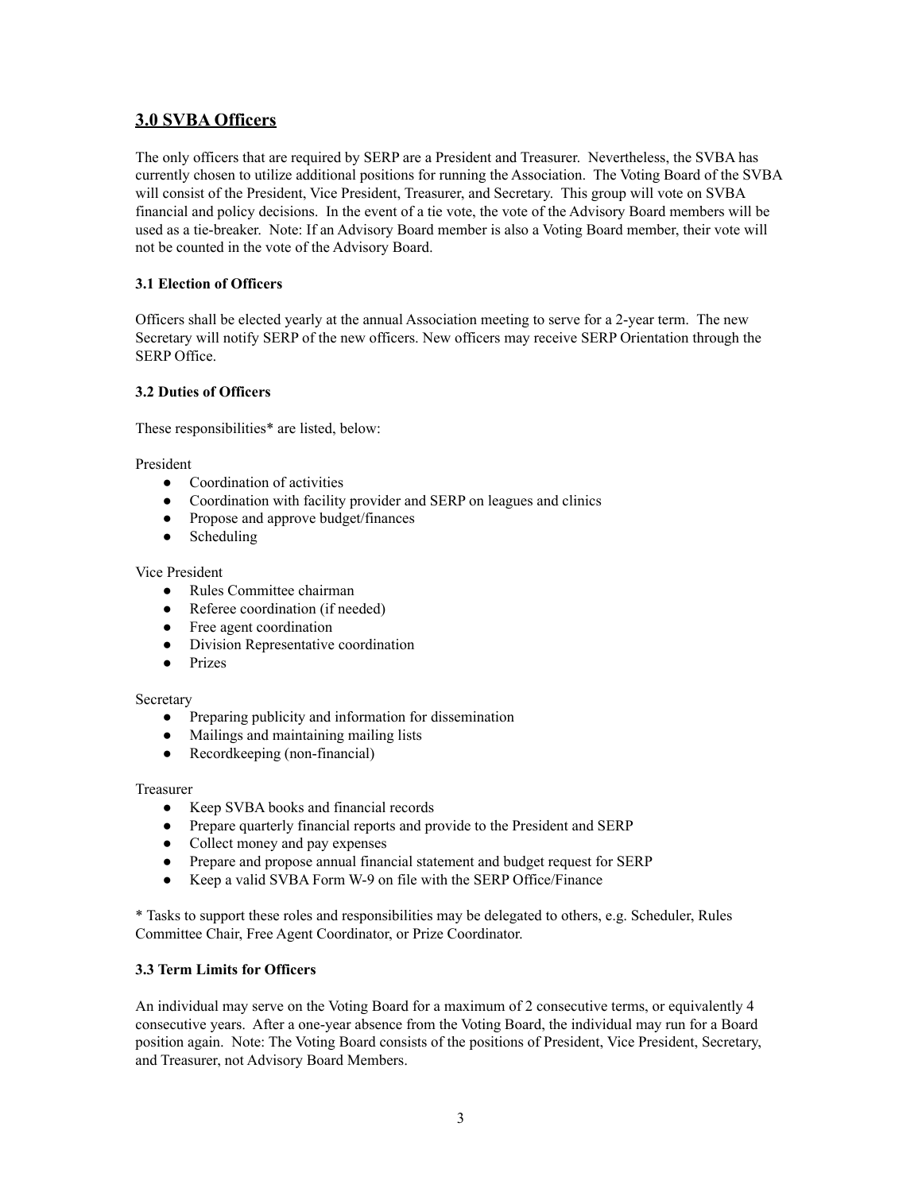## 3.0 SVBA Officers

The only officers that are required by SERP are a President and Treasurer. Nevertheless, the SVBA has currently chosen to utilize additional positions for running the Association. The Voting Board of the SVBA will consist of the President, Vice President, Treasurer, and Secretary. This group will vote on SVBA financial and policy decisions. In the event of a tie vote, the vote of the Advisory Board members will be used as a tie-breaker. Note: If an Advisory Board member is also a Voting Board member, their vote will not be counted in the vote of the Advisory Board.

### 3.1 Election of Officers

Officers shall be elected yearly at the annual Association meeting to serve for a 2-year term. The new Secretary will notify SERP of the new officers. New officers may receive SERP Orientation through the SERP Office.

### 3.2 Duties of Officers

These responsibilities* are listed, below:

President

- Coordination of activities
- Coordination with facility provider and SERP on leagues and clinics
- Propose and approve budget/finances
- Scheduling

Vice President

- Rules Committee chairman
- Referee coordination (if needed)
- Free agent coordination
- Division Representative coordination
- Prizes

Secretary

- Preparing publicity and information for dissemination
- Mailings and maintaining mailing lists
- Recordkeeping (non-financial)

Treasurer

- Keep SVBA books and financial records
- Prepare quarterly financial reports and provide to the President and SERP
- Collect money and pay expenses
- Prepare and propose annual financial statement and budget request for SERP
- Keep a valid SVBA Form W-9 on file with the SERP Office/Finance

* Tasks to support these roles and responsibilities may be delegated to others, e.g. Scheduler, Rules Committee Chair, Free Agent Coordinator, or Prize Coordinator.

### 3.3 Term Limits for Officers

An individual may serve on the Voting Board for a maximum of 2 consecutive terms, or equivalently 4 consecutive years. After a one-year absence from the Voting Board, the individual may run for a Board position again. Note: The Voting Board consists of the positions of President, Vice President, Secretary, and Treasurer, not Advisory Board Members.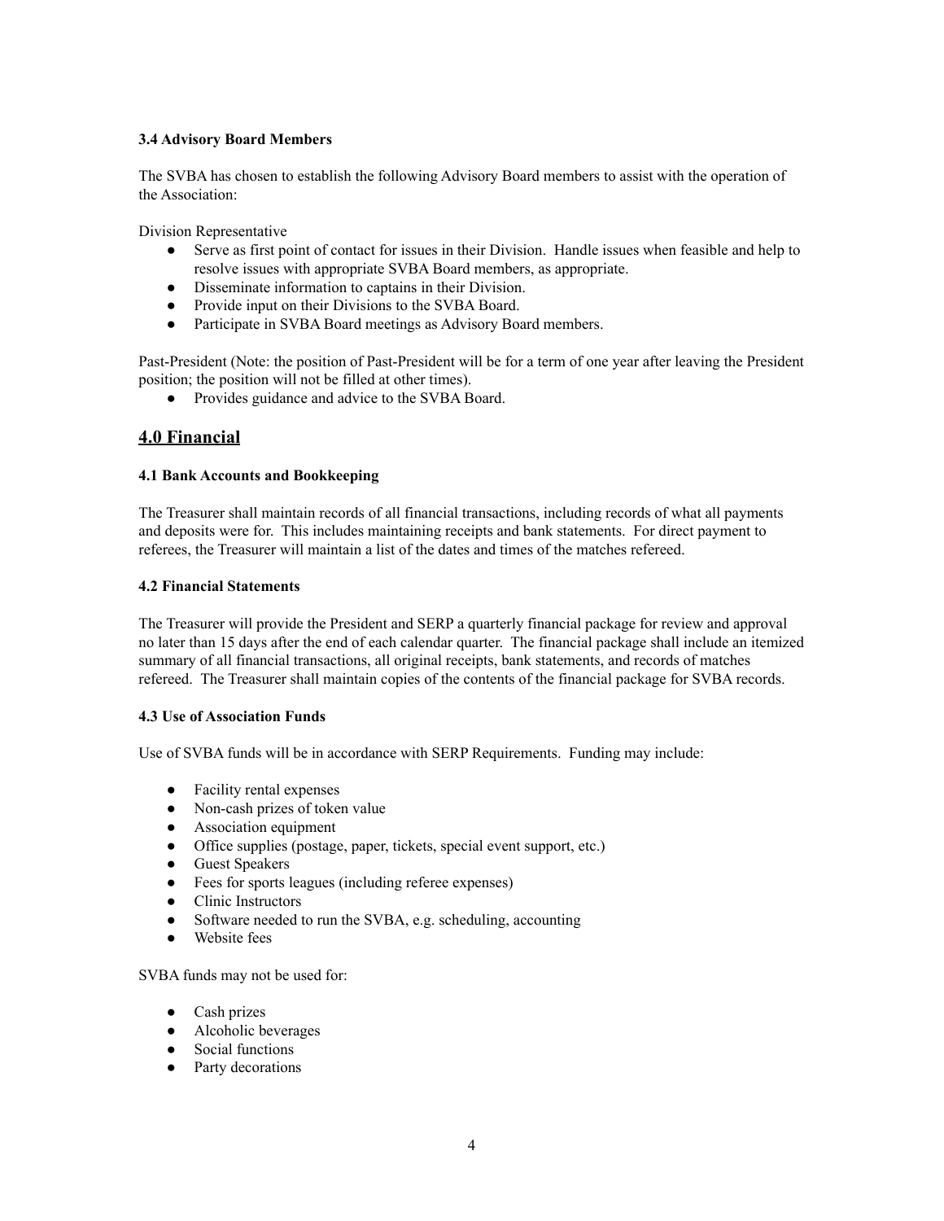### 3.4 Advisory Board Members

The SVBA has chosen to establish the following Advisory Board members to assist with the operation of the Association:

Division Representative

- Serve as first point of contact for issues in their Division. Handle issues when feasible and help to resolve issues with appropriate SVBA Board members, as appropriate.
- Disseminate information to captains in their Division.
- Provide input on their Divisions to the SVBA Board.
- Participate in SVBA Board meetings as Advisory Board members.

Past-President (Note: the position of Past-President will be for a term of one year after leaving the President position; the position will not be filled at other times).

- Provides guidance and advice to the SVBA Board.

## 4.0 Financial

### 4.1 Bank Accounts and Bookkeeping

The Treasurer shall maintain records of all financial transactions, including records of what all payments and deposits were for. This includes maintaining receipts and bank statements. For direct payment to referees, the Treasurer will maintain a list of the dates and times of the matches refereed.

### 4.2 Financial Statements

The Treasurer will provide the President and SERP a quarterly financial package for review and approval no later than 15 days after the end of each calendar quarter. The financial package shall include an itemized summary of all financial transactions, all original receipts, bank statements, and records of matches refereed. The Treasurer shall maintain copies of the contents of the financial package for SVBA records.

### 4.3 Use of Association Funds

Use of SVBA funds will be in accordance with SERP Requirements. Funding may include:

- Facility rental expenses
- Non-cash prizes of token value
- Association equipment
- Office supplies (postage, paper, tickets, special event support, etc.)
- Guest Speakers
- Fees for sports leagues (including referee expenses)
- Clinic Instructors
- Software needed to run the SVBA, e.g. scheduling, accounting
- Website fees

SVBA funds may not be used for:

- Cash prizes
- Alcoholic beverages
- Social functions
- Party decorations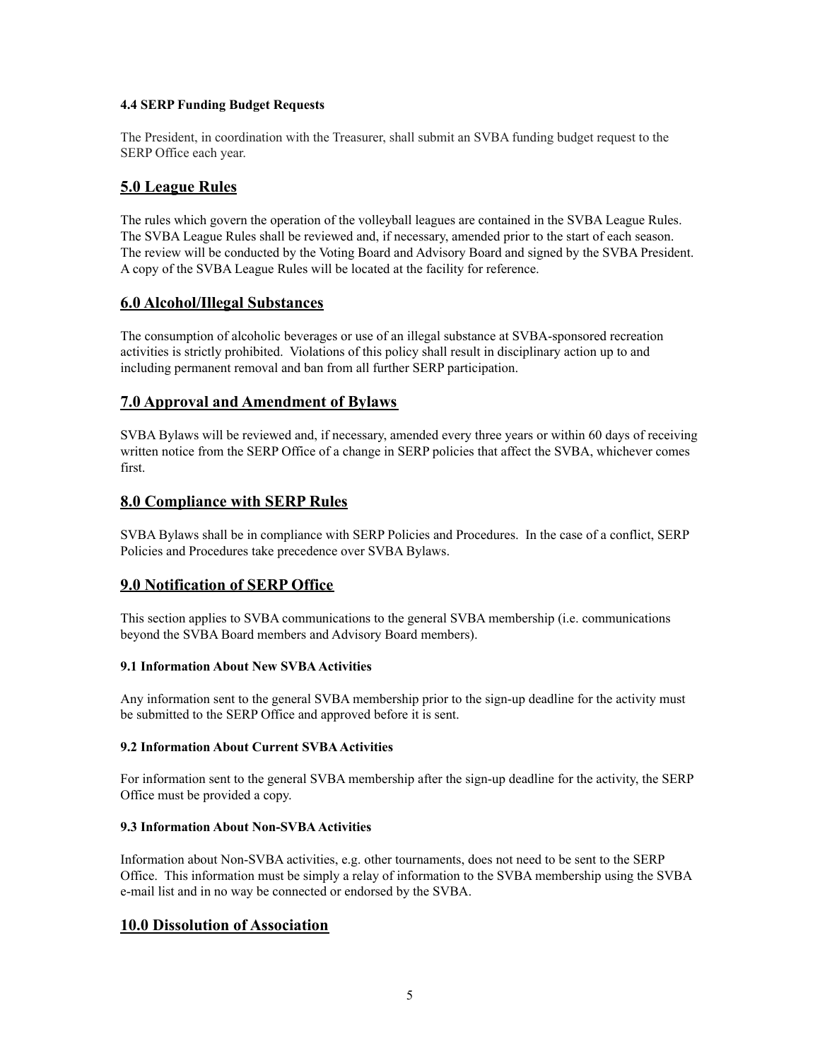### 4.4 SERP Funding Budget Requests

The President, in coordination with the Treasurer, shall submit an SVBA funding budget request to the SERP Office each year.

## 5.0 League Rules

The rules which govern the operation of the volleyball leagues are contained in the SVBA League Rules. The SVBA League Rules shall be reviewed and, if necessary, amended prior to the start of each season. The review will be conducted by the Voting Board and Advisory Board and signed by the SVBA President. A copy of the SVBA League Rules will be located at the facility for reference.

## 6.0 Alcohol/Illegal Substances

The consumption of alcoholic beverages or use of an illegal substance at SVBA-sponsored recreation activities is strictly prohibited. Violations of this policy shall result in disciplinary action up to and including permanent removal and ban from all further SERP participation.

## 7.0 Approval and Amendment of Bylaws

SVBA Bylaws will be reviewed and, if necessary, amended every three years or within 60 days of receiving written notice from the SERP Office of a change in SERP policies that affect the SVBA, whichever comes first.

## 8.0 Compliance with SERP Rules

SVBA Bylaws shall be in compliance with SERP Policies and Procedures. In the case of a conflict, SERP Policies and Procedures take precedence over SVBA Bylaws.

## 9.0 Notification of SERP Office

This section applies to SVBA communications to the general SVBA membership (i.e. communications beyond the SVBA Board members and Advisory Board members).

### 9.1 Information About New SVBA Activities

Any information sent to the general SVBA membership prior to the sign-up deadline for the activity must be submitted to the SERP Office and approved before it is sent.

### 9.2 Information About Current SVBA Activities

For information sent to the general SVBA membership after the sign-up deadline for the activity, the SERP Office must be provided a copy.

### 9.3 Information About Non-SVBA Activities

Information about Non-SVBA activities, e.g. other tournaments, does not need to be sent to the SERP Office. This information must be simply a relay of information to the SVBA membership using the SVBA e-mail list and in no way be connected or endorsed by the SVBA.

## 10.0 Dissolution of Association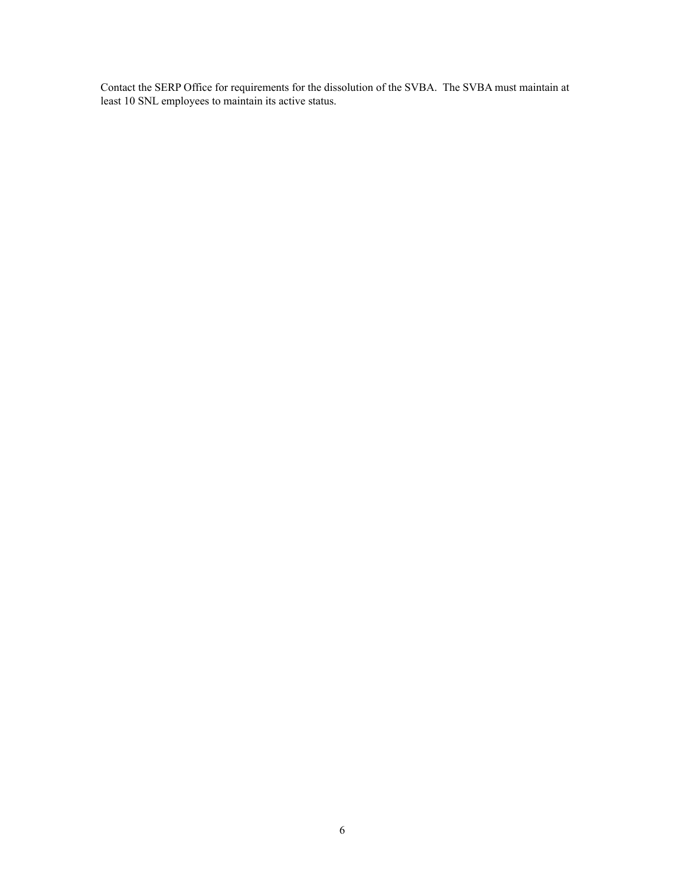Contact the SERP Office for requirements for the dissolution of the SVBA. The SVBA must maintain at least 10 SNL employees to maintain its active status.